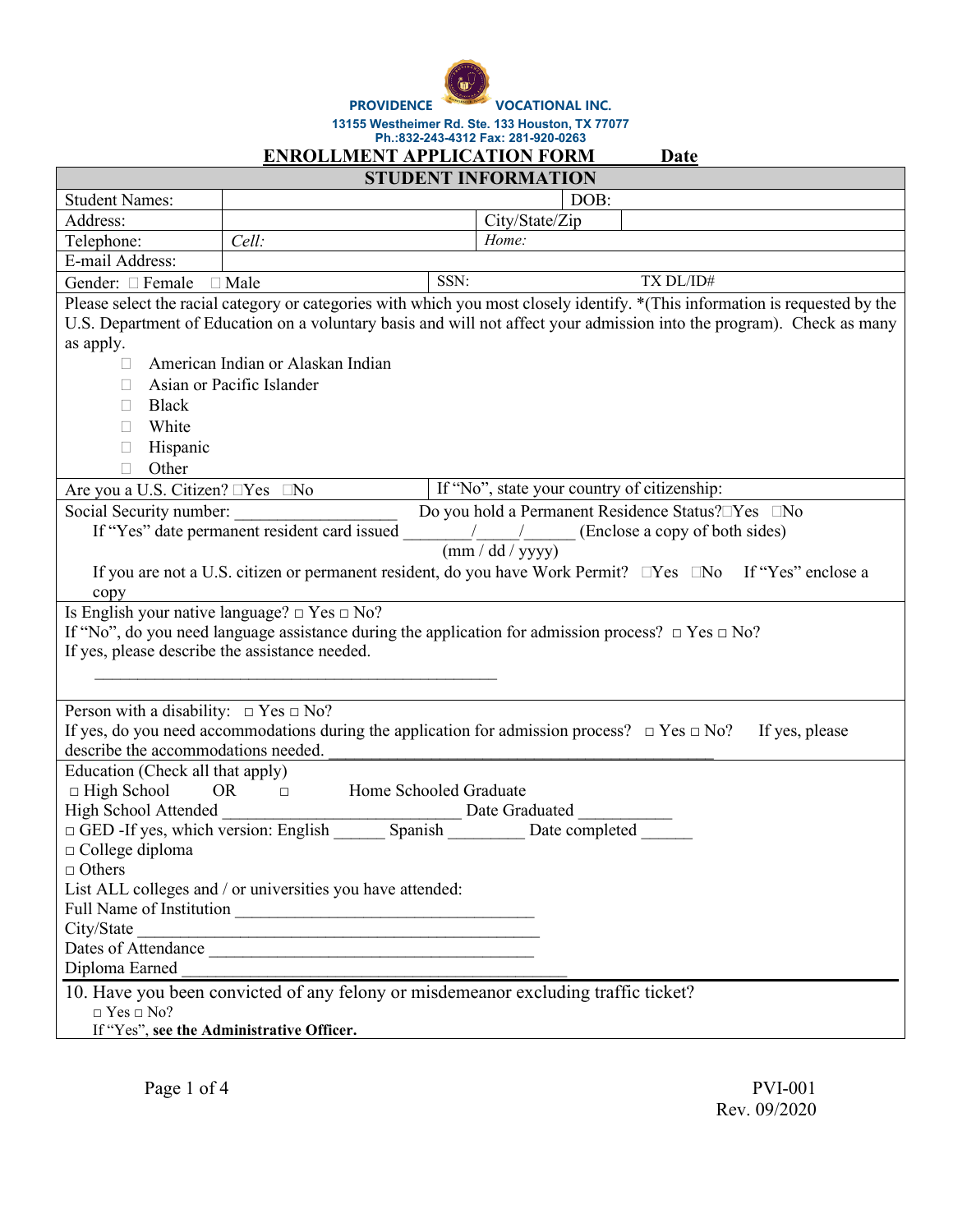**PROVIDENCE VOCATIONAL INC.**

**13155 Westheimer Rd. Ste. 133 Houston, TX 77077**
**Ph.:832-243-4312 Fax: 281-920-0263**

## ENROLLMENT APPLICATION FORM Date

| STUDENT INFORMATION | | | |
|---|---|---|---|
| Student Names: | | DOB: | |
| Address: | | City/State/Zip | |
| Telephone: | *Cell:* | *Home:* | |
| E-mail Address: | | | |
| Gender: ☐ Female ☐ Male | | SSN: | TX DL/ID# |

Please select the racial category or categories with which you most closely identify. *(This information is requested by the U.S. Department of Education on a voluntary basis and will not affect your admission into the program). Check as many as apply.

- ☐ American Indian or Alaskan Indian
- ☐ Asian or Pacific Islander
- ☐ Black
- ☐ White
- ☐ Hispanic
- ☐ Other

Are you a U.S. Citizen? ☐Yes ☐No | If "No", state your country of citizenship:

Social Security number: ___________________ Do you hold a Permanent Residence Status?☐Yes ☐No

If "Yes" date permanent resident card issued ________/_____/______ (Enclose a copy of both sides)
(mm / dd / yyyy)

If you are not a U.S. citizen or permanent resident, do you have Work Permit? ☐Yes ☐No If "Yes" enclose a copy

Is English your native language? ☐ Yes ☐ No?
If "No", do you need language assistance during the application for admission process? ☐ Yes ☐ No?
If yes, please describe the assistance needed.

_______________________________________________

Person with a disability: ☐ Yes ☐ No?
If yes, do you need accommodations during the application for admission process? ☐ Yes ☐ No? If yes, please describe the accommodations needed. _____________________________________________

Education (Check all that apply)
☐ High School OR ☐ Home Schooled Graduate
High School Attended ____________________________ Date Graduated ___________
☐ GED -If yes, which version: English ______ Spanish _________ Date completed ______
☐ College diploma
☐ Others
List ALL colleges and / or universities you have attended:
Full Name of Institution __________________________________
City/State _______________________________________________
Dates of Attendance _______________________________________
Diploma Earned ___________________________________________

10. Have you been convicted of any felony or misdemeanor excluding traffic ticket?
☐ Yes ☐ No?
If "Yes", **see the Administrative Officer.**

PVI-001
Rev. 09/2020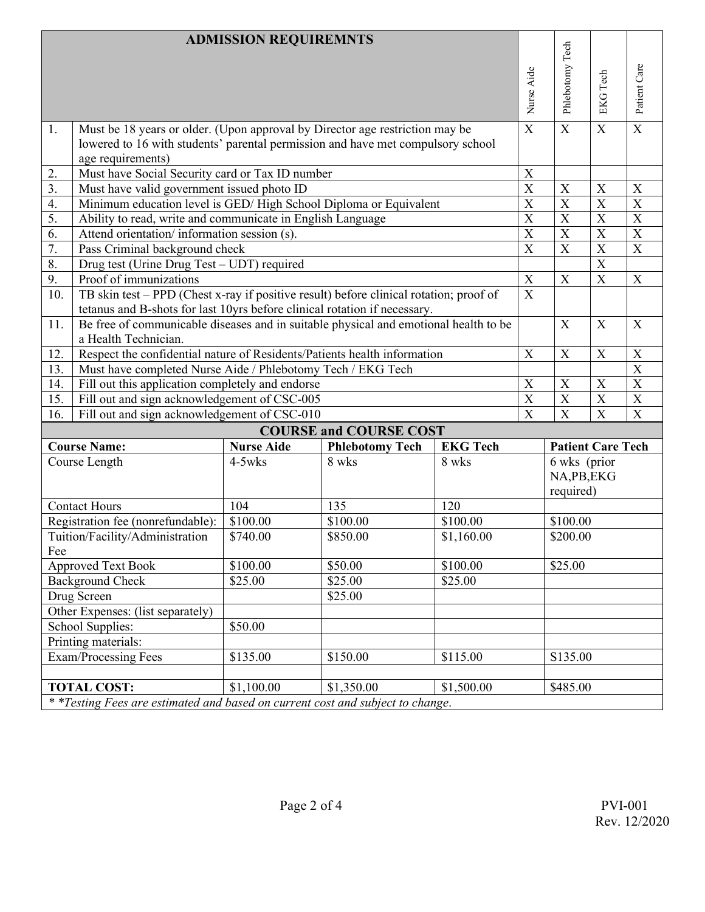| | ADMISSION REQUIREMNTS | Nurse Aide | Phlebotomy Tech | EKG Tech | Patient Care |
|---|---|---|---|---|---|
| 1. | Must be 18 years or older. (Upon approval by Director age restriction may be lowered to 16 with students' parental permission and have met compulsory school age requirements) | X | X | X | X |
| 2. | Must have Social Security card or Tax ID number | X | | | |
| 3. | Must have valid government issued photo ID | X | X | X | X |
| 4. | Minimum education level is GED/ High School Diploma or Equivalent | X | X | X | X |
| 5. | Ability to read, write and communicate in English Language | X | X | X | X |
| 6. | Attend orientation/ information session (s). | X | X | X | X |
| 7. | Pass Criminal background check | X | X | X | X |
| 8. | Drug test (Urine Drug Test – UDT) required | | | X | |
| 9. | Proof of immunizations | X | X | X | X |
| 10. | TB skin test – PPD (Chest x-ray if positive result) before clinical rotation; proof of tetanus and B-shots for last 10yrs before clinical rotation if necessary. | X | | | |
| 11. | Be free of communicable diseases and in suitable physical and emotional health to be a Health Technician. | | X | X | X |
| 12. | Respect the confidential nature of Residents/Patients health information | X | X | X | X |
| 13. | Must have completed Nurse Aide / Phlebotomy Tech / EKG Tech | | | | X |
| 14. | Fill out this application completely and endorse | X | X | X | X |
| 15. | Fill out and sign acknowledgement of CSC-005 | X | X | X | X |
| 16. | Fill out and sign acknowledgement of CSC-010 | X | X | X | X |

**COURSE and COURSE COST**

| Course Name: | Nurse Aide | Phlebotomy Tech | EKG Tech | Patient Care Tech |
|---|---|---|---|---|
| Course Length | 4-5wks | 8 wks | 8 wks | 6 wks (prior NA,PB,EKG required) |
| Contact Hours | 104 | 135 | 120 | |
| Registration fee (nonrefundable): | $100.00 | $100.00 | $100.00 | $100.00 |
| Tuition/Facility/Administration Fee | $740.00 | $850.00 | $1,160.00 | $200.00 |
| Approved Text Book | $100.00 | $50.00 | $100.00 | $25.00 |
| Background Check | $25.00 | $25.00 | $25.00 | |
| Drug Screen | | $25.00 | | |
| Other Expenses: (list separately) | | | | |
| School Supplies: | $50.00 | | | |
| Printing materials: | | | | |
| Exam/Processing Fees | $135.00 | $150.00 | $115.00 | S135.00 |
| | | | | |
| **TOTAL COST:** | $1,100.00 | $1,350.00 | $1,500.00 | $485.00 |

*\*\*Testing Fees are estimated and based on current cost and subject to change.*

PVI-001
Rev. 12/2020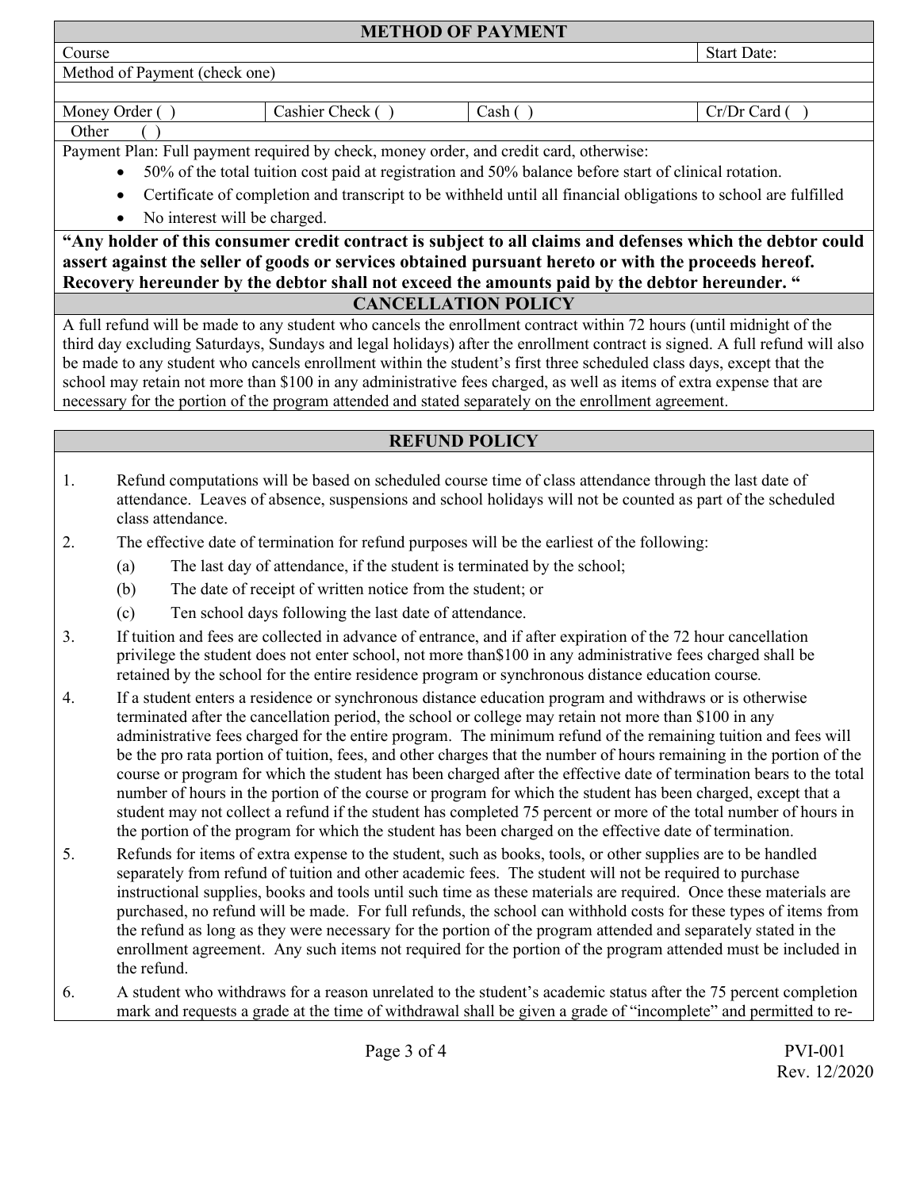## METHOD OF PAYMENT

| Course | | | Start Date: |
|---|---|---|---|
| Method of Payment (check one) | | | |
| | | | |
| Money Order ( ) | Cashier Check ( ) | Cash ( ) | Cr/Dr Card ( ) |
| Other ( ) | | | |

Payment Plan: Full payment required by check, money order, and credit card, otherwise:

- 50% of the total tuition cost paid at registration and 50% balance before start of clinical rotation.
- Certificate of completion and transcript to be withheld until all financial obligations to school are fulfilled
- No interest will be charged.

**"Any holder of this consumer credit contract is subject to all claims and defenses which the debtor could assert against the seller of goods or services obtained pursuant hereto or with the proceeds hereof. Recovery hereunder by the debtor shall not exceed the amounts paid by the debtor hereunder. "**

## CANCELLATION POLICY

A full refund will be made to any student who cancels the enrollment contract within 72 hours (until midnight of the third day excluding Saturdays, Sundays and legal holidays) after the enrollment contract is signed. A full refund will also be made to any student who cancels enrollment within the student's first three scheduled class days, except that the school may retain not more than $100 in any administrative fees charged, as well as items of extra expense that are necessary for the portion of the program attended and stated separately on the enrollment agreement.

## REFUND POLICY

1. Refund computations will be based on scheduled course time of class attendance through the last date of attendance. Leaves of absence, suspensions and school holidays will not be counted as part of the scheduled class attendance.
2. The effective date of termination for refund purposes will be the earliest of the following:
   (a) The last day of attendance, if the student is terminated by the school;
   (b) The date of receipt of written notice from the student; or
   (c) Ten school days following the last date of attendance.
3. If tuition and fees are collected in advance of entrance, and if after expiration of the 72 hour cancellation privilege the student does not enter school, not more than$100 in any administrative fees charged shall be retained by the school for the entire residence program or synchronous distance education course.
4. If a student enters a residence or synchronous distance education program and withdraws or is otherwise terminated after the cancellation period, the school or college may retain not more than $100 in any administrative fees charged for the entire program. The minimum refund of the remaining tuition and fees will be the pro rata portion of tuition, fees, and other charges that the number of hours remaining in the portion of the course or program for which the student has been charged after the effective date of termination bears to the total number of hours in the portion of the course or program for which the student has been charged, except that a student may not collect a refund if the student has completed 75 percent or more of the total number of hours in the portion of the program for which the student has been charged on the effective date of termination.
5. Refunds for items of extra expense to the student, such as books, tools, or other supplies are to be handled separately from refund of tuition and other academic fees. The student will not be required to purchase instructional supplies, books and tools until such time as these materials are required. Once these materials are purchased, no refund will be made. For full refunds, the school can withhold costs for these types of items from the refund as long as they were necessary for the portion of the program attended and separately stated in the enrollment agreement. Any such items not required for the portion of the program attended must be included in the refund.
6. A student who withdraws for a reason unrelated to the student's academic status after the 75 percent completion mark and requests a grade at the time of withdrawal shall be given a grade of "incomplete" and permitted to re-

PVI-001
Rev. 12/2020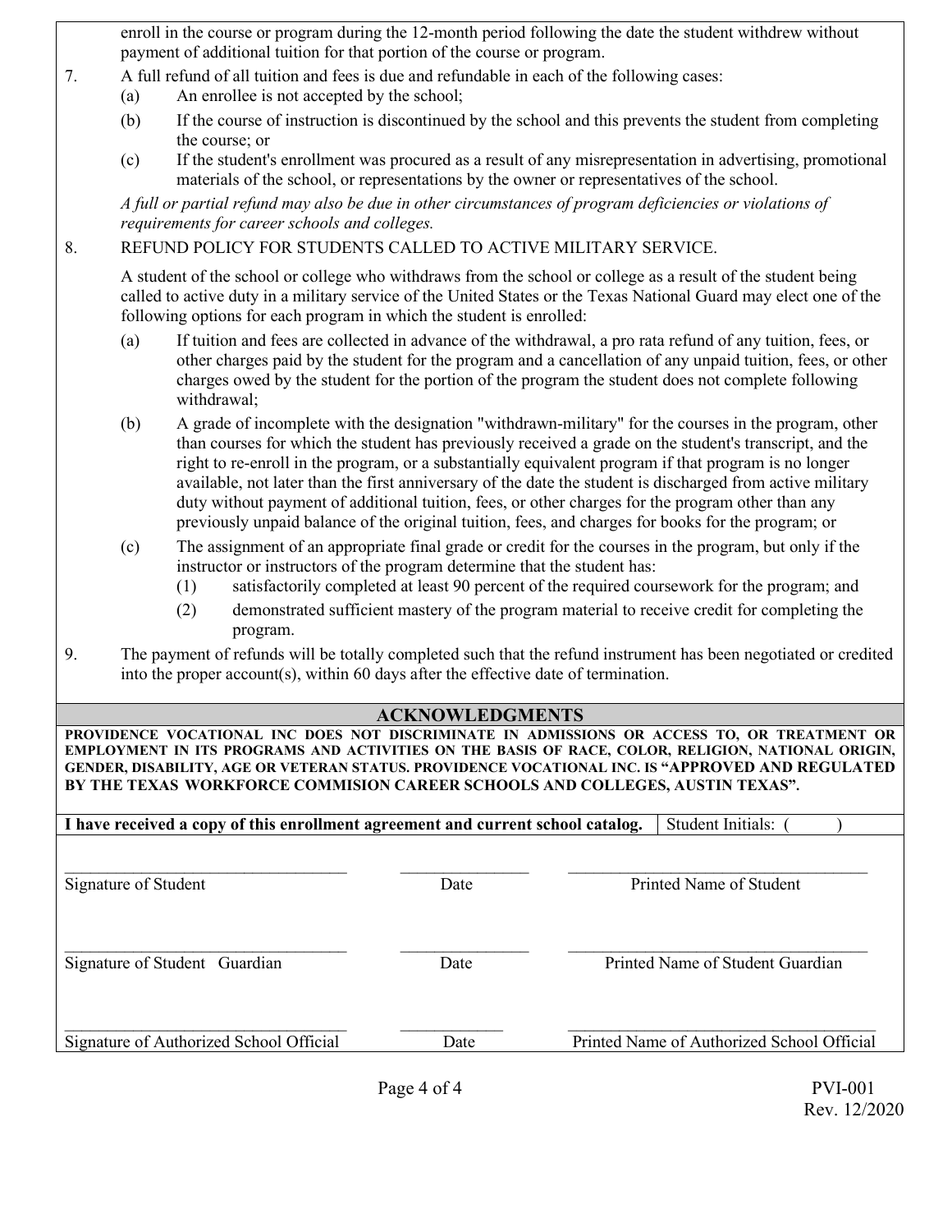enroll in the course or program during the 12-month period following the date the student withdrew without payment of additional tuition for that portion of the course or program.

7. A full refund of all tuition and fees is due and refundable in each of the following cases:
   (a) An enrollee is not accepted by the school;
   (b) If the course of instruction is discontinued by the school and this prevents the student from completing the course; or
   (c) If the student's enrollment was procured as a result of any misrepresentation in advertising, promotional materials of the school, or representations by the owner or representatives of the school.

   *A full or partial refund may also be due in other circumstances of program deficiencies or violations of requirements for career schools and colleges.*

8. REFUND POLICY FOR STUDENTS CALLED TO ACTIVE MILITARY SERVICE.

   A student of the school or college who withdraws from the school or college as a result of the student being called to active duty in a military service of the United States or the Texas National Guard may elect one of the following options for each program in which the student is enrolled:

   (a) If tuition and fees are collected in advance of the withdrawal, a pro rata refund of any tuition, fees, or other charges paid by the student for the program and a cancellation of any unpaid tuition, fees, or other charges owed by the student for the portion of the program the student does not complete following withdrawal;
   (b) A grade of incomplete with the designation "withdrawn-military" for the courses in the program, other than courses for which the student has previously received a grade on the student's transcript, and the right to re-enroll in the program, or a substantially equivalent program if that program is no longer available, not later than the first anniversary of the date the student is discharged from active military duty without payment of additional tuition, fees, or other charges for the program other than any previously unpaid balance of the original tuition, fees, and charges for books for the program; or
   (c) The assignment of an appropriate final grade or credit for the courses in the program, but only if the instructor or instructors of the program determine that the student has:
      (1) satisfactorily completed at least 90 percent of the required coursework for the program; and
      (2) demonstrated sufficient mastery of the program material to receive credit for completing the program.

9. The payment of refunds will be totally completed such that the refund instrument has been negotiated or credited into the proper account(s), within 60 days after the effective date of termination.

## ACKNOWLEDGMENTS

**PROVIDENCE VOCATIONAL INC DOES NOT DISCRIMINATE IN ADMISSIONS OR ACCESS TO, OR TREATMENT OR EMPLOYMENT IN ITS PROGRAMS AND ACTIVITIES ON THE BASIS OF RACE, COLOR, RELIGION, NATIONAL ORIGIN, GENDER, DISABILITY, AGE OR VETERAN STATUS. PROVIDENCE VOCATIONAL INC. IS "APPROVED AND REGULATED BY THE TEXAS WORKFORCE COMMISION CAREER SCHOOLS AND COLLEGES, AUSTIN TEXAS".**

**I have received a copy of this enrollment agreement and current school catalog.** Student Initials: (          )

| | | |
|---|---|---|
| ______________________ | ____________ | ______________________ |
| Signature of Student | Date | Printed Name of Student |
| ______________________ | ____________ | ______________________ |
| Signature of Student Guardian | Date | Printed Name of Student Guardian |
| ______________________ | ____________ | ______________________ |
| Signature of Authorized School Official | Date | Printed Name of Authorized School Official |

PVI-001
Rev. 12/2020